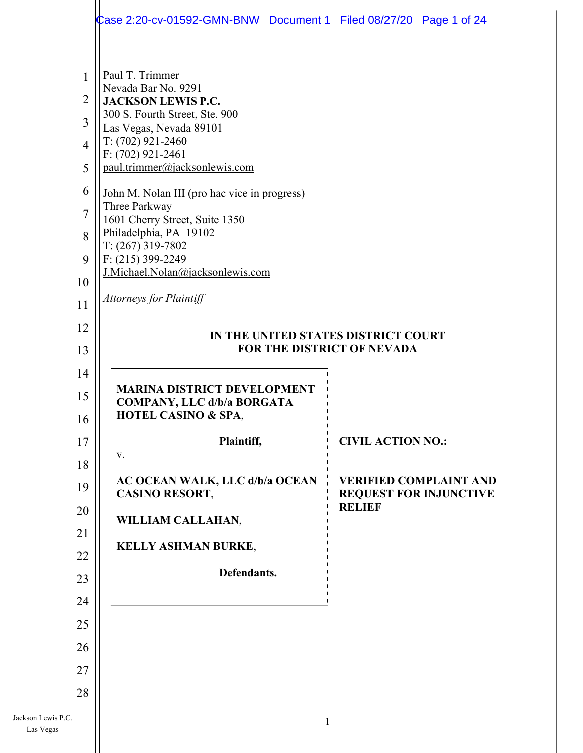Paul T. Trimmer
Nevada Bar No. 9291
**JACKSON LEWIS P.C.**
300 S. Fourth Street, Ste. 900
Las Vegas, Nevada 89101
T: (702) 921-2460
F: (702) 921-2461
paul.trimmer@jacksonlewis.com

John M. Nolan III (pro hac vice in progress)
Three Parkway
1601 Cherry Street, Suite 1350
Philadelphia, PA 19102
T: (267) 319-7802
F: (215) 399-2249
J.Michael.Nolan@jacksonlewis.com

*Attorneys for Plaintiff*

**IN THE UNITED STATES DISTRICT COURT**
**FOR THE DISTRICT OF NEVADA**

**MARINA DISTRICT DEVELOPMENT COMPANY, LLC d/b/a BORGATA HOTEL CASINO & SPA,**

**Plaintiff,**

v.

**AC OCEAN WALK, LLC d/b/a OCEAN CASINO RESORT,**

**WILLIAM CALLAHAN,**

**KELLY ASHMAN BURKE,**

**Defendants.**

**CIVIL ACTION NO.:**

**VERIFIED COMPLAINT AND REQUEST FOR INJUNCTIVE RELIEF**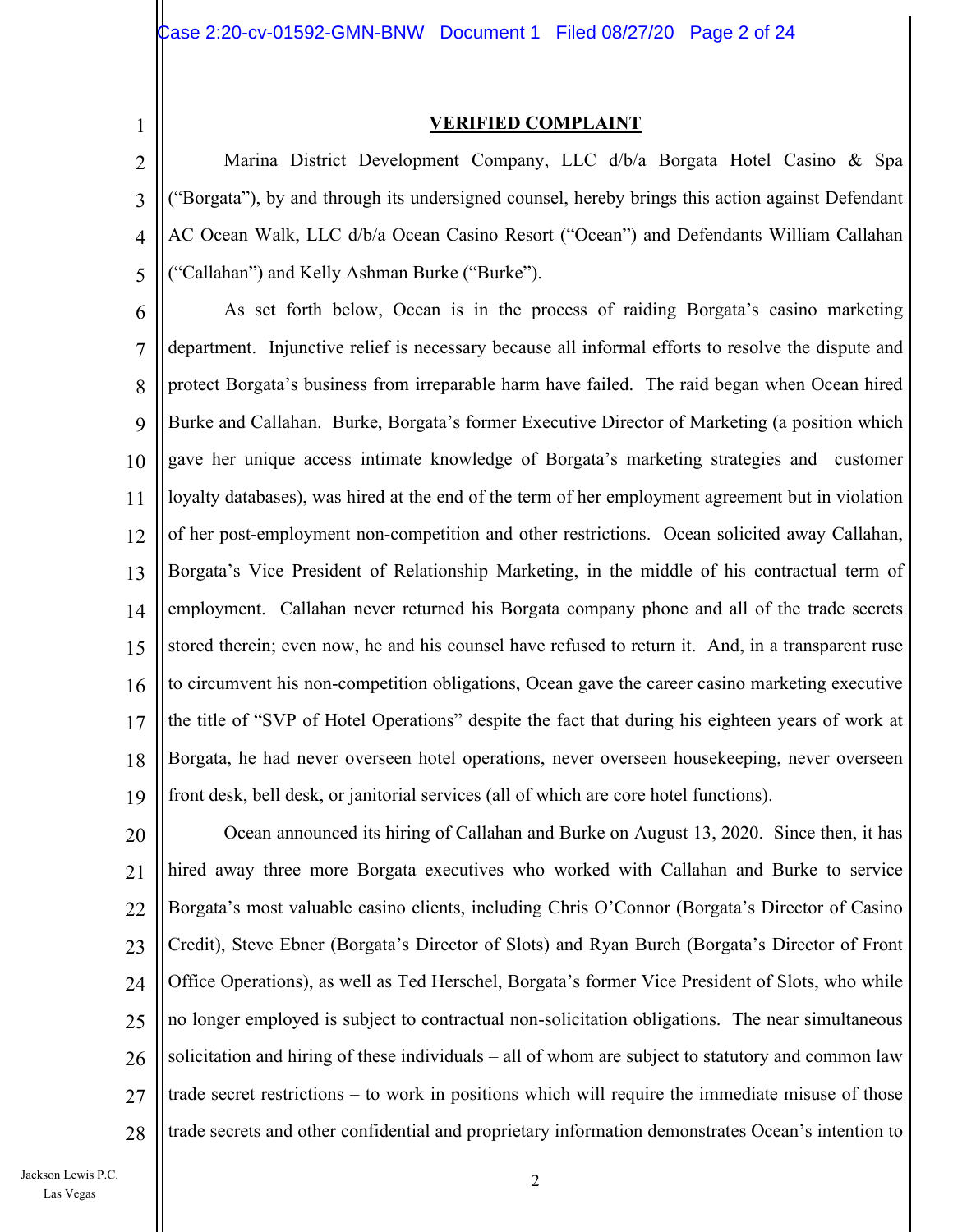## VERIFIED COMPLAINT

Marina District Development Company, LLC d/b/a Borgata Hotel Casino & Spa ("Borgata"), by and through its undersigned counsel, hereby brings this action against Defendant AC Ocean Walk, LLC d/b/a Ocean Casino Resort ("Ocean") and Defendants William Callahan ("Callahan") and Kelly Ashman Burke ("Burke").

As set forth below, Ocean is in the process of raiding Borgata's casino marketing department. Injunctive relief is necessary because all informal efforts to resolve the dispute and protect Borgata's business from irreparable harm have failed. The raid began when Ocean hired Burke and Callahan. Burke, Borgata's former Executive Director of Marketing (a position which gave her unique access intimate knowledge of Borgata's marketing strategies and customer loyalty databases), was hired at the end of the term of her employment agreement but in violation of her post-employment non-competition and other restrictions. Ocean solicited away Callahan, Borgata's Vice President of Relationship Marketing, in the middle of his contractual term of employment. Callahan never returned his Borgata company phone and all of the trade secrets stored therein; even now, he and his counsel have refused to return it. And, in a transparent ruse to circumvent his non-competition obligations, Ocean gave the career casino marketing executive the title of "SVP of Hotel Operations" despite the fact that during his eighteen years of work at Borgata, he had never overseen hotel operations, never overseen housekeeping, never overseen front desk, bell desk, or janitorial services (all of which are core hotel functions).

Ocean announced its hiring of Callahan and Burke on August 13, 2020. Since then, it has hired away three more Borgata executives who worked with Callahan and Burke to service Borgata's most valuable casino clients, including Chris O'Connor (Borgata's Director of Casino Credit), Steve Ebner (Borgata's Director of Slots) and Ryan Burch (Borgata's Director of Front Office Operations), as well as Ted Herschel, Borgata's former Vice President of Slots, who while no longer employed is subject to contractual non-solicitation obligations. The near simultaneous solicitation and hiring of these individuals – all of whom are subject to statutory and common law trade secret restrictions – to work in positions which will require the immediate misuse of those trade secrets and other confidential and proprietary information demonstrates Ocean's intention to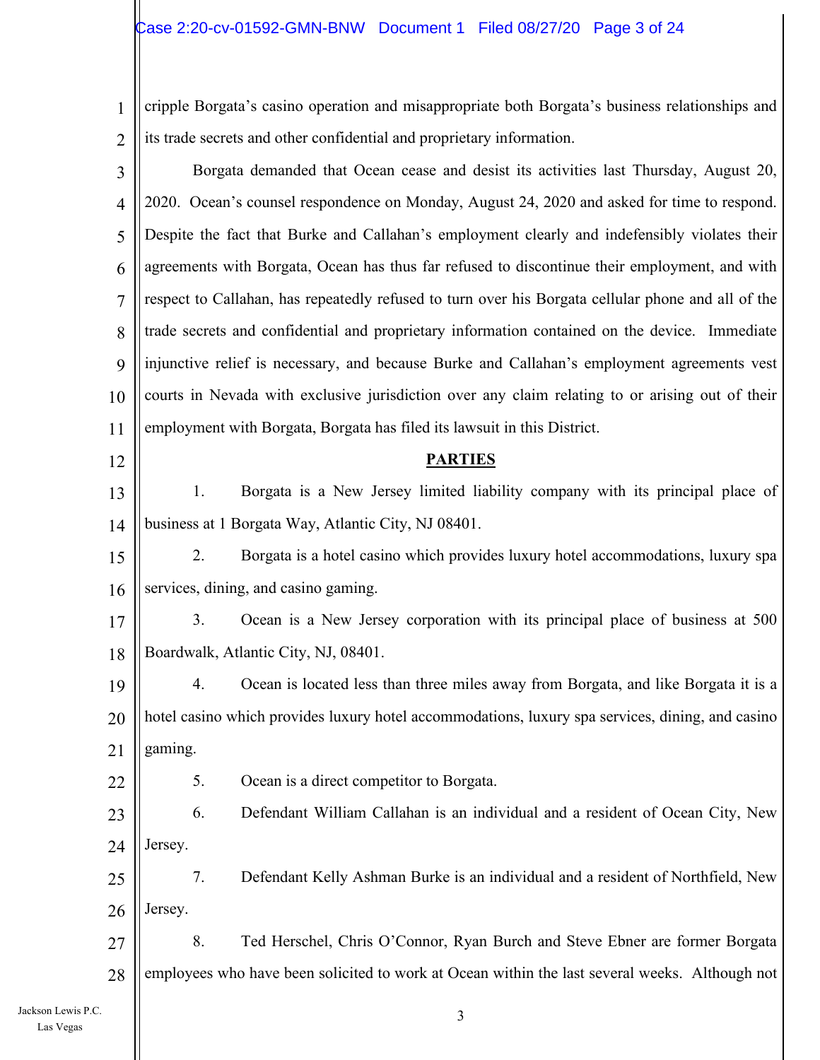cripple Borgata's casino operation and misappropriate both Borgata's business relationships and its trade secrets and other confidential and proprietary information.

Borgata demanded that Ocean cease and desist its activities last Thursday, August 20, 2020. Ocean's counsel respondence on Monday, August 24, 2020 and asked for time to respond. Despite the fact that Burke and Callahan's employment clearly and indefensibly violates their agreements with Borgata, Ocean has thus far refused to discontinue their employment, and with respect to Callahan, has repeatedly refused to turn over his Borgata cellular phone and all of the trade secrets and confidential and proprietary information contained on the device. Immediate injunctive relief is necessary, and because Burke and Callahan's employment agreements vest courts in Nevada with exclusive jurisdiction over any claim relating to or arising out of their employment with Borgata, Borgata has filed its lawsuit in this District.

## PARTIES

1. Borgata is a New Jersey limited liability company with its principal place of business at 1 Borgata Way, Atlantic City, NJ 08401.

2. Borgata is a hotel casino which provides luxury hotel accommodations, luxury spa services, dining, and casino gaming.

3. Ocean is a New Jersey corporation with its principal place of business at 500 Boardwalk, Atlantic City, NJ, 08401.

4. Ocean is located less than three miles away from Borgata, and like Borgata it is a hotel casino which provides luxury hotel accommodations, luxury spa services, dining, and casino gaming.

5. Ocean is a direct competitor to Borgata.

6. Defendant William Callahan is an individual and a resident of Ocean City, New Jersey.

7. Defendant Kelly Ashman Burke is an individual and a resident of Northfield, New Jersey.

8. Ted Herschel, Chris O'Connor, Ryan Burch and Steve Ebner are former Borgata employees who have been solicited to work at Ocean within the last several weeks. Although not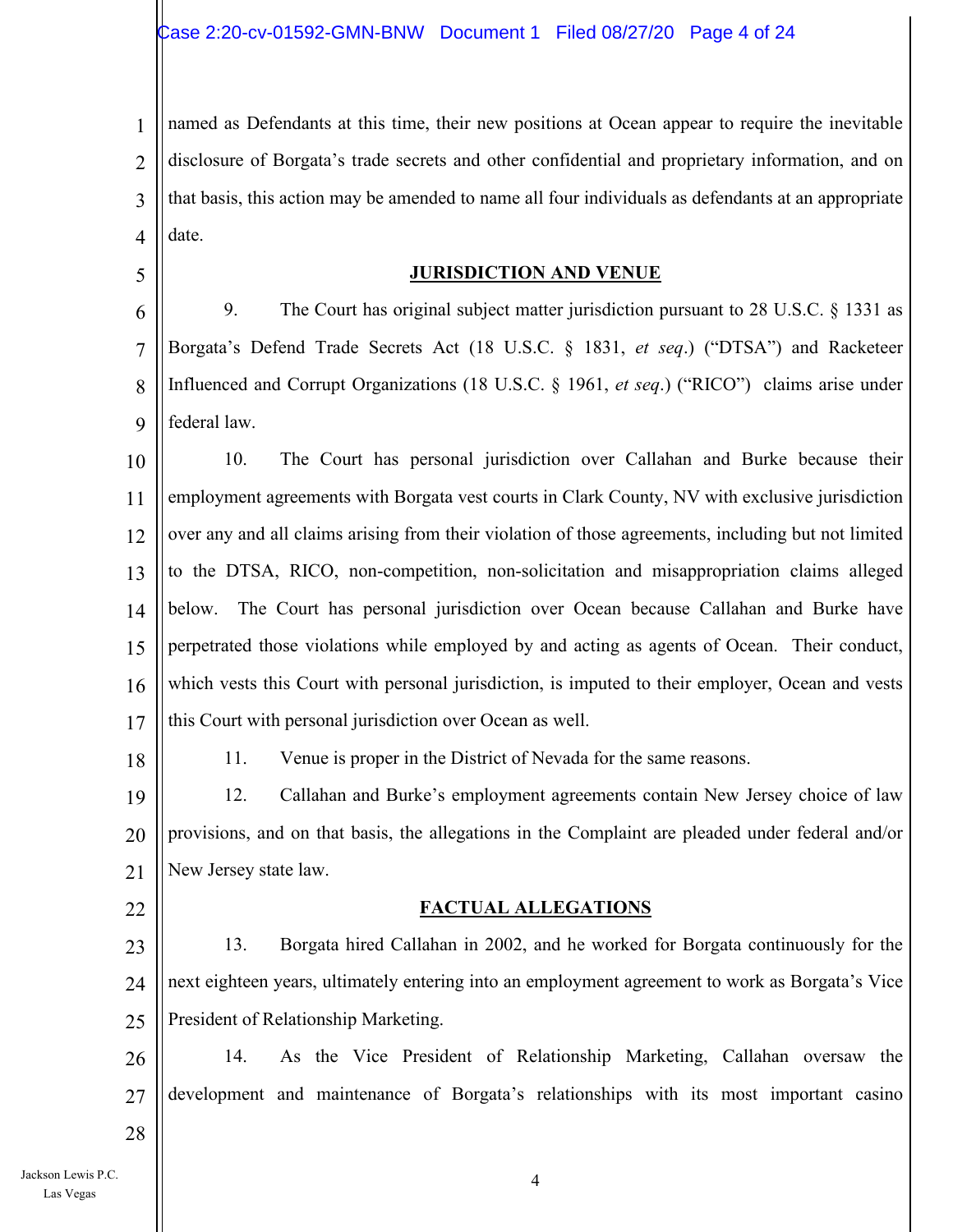named as Defendants at this time, their new positions at Ocean appear to require the inevitable disclosure of Borgata's trade secrets and other confidential and proprietary information, and on that basis, this action may be amended to name all four individuals as defendants at an appropriate date.

## JURISDICTION AND VENUE

9. The Court has original subject matter jurisdiction pursuant to 28 U.S.C. § 1331 as Borgata's Defend Trade Secrets Act (18 U.S.C. § 1831, *et seq*.) ("DTSA") and Racketeer Influenced and Corrupt Organizations (18 U.S.C. § 1961, *et seq*.) ("RICO") claims arise under federal law.

10. The Court has personal jurisdiction over Callahan and Burke because their employment agreements with Borgata vest courts in Clark County, NV with exclusive jurisdiction over any and all claims arising from their violation of those agreements, including but not limited to the DTSA, RICO, non-competition, non-solicitation and misappropriation claims alleged below. The Court has personal jurisdiction over Ocean because Callahan and Burke have perpetrated those violations while employed by and acting as agents of Ocean. Their conduct, which vests this Court with personal jurisdiction, is imputed to their employer, Ocean and vests this Court with personal jurisdiction over Ocean as well.

11. Venue is proper in the District of Nevada for the same reasons.

12. Callahan and Burke's employment agreements contain New Jersey choice of law provisions, and on that basis, the allegations in the Complaint are pleaded under federal and/or New Jersey state law.

## FACTUAL ALLEGATIONS

13. Borgata hired Callahan in 2002, and he worked for Borgata continuously for the next eighteen years, ultimately entering into an employment agreement to work as Borgata's Vice President of Relationship Marketing.

14. As the Vice President of Relationship Marketing, Callahan oversaw the development and maintenance of Borgata's relationships with its most important casino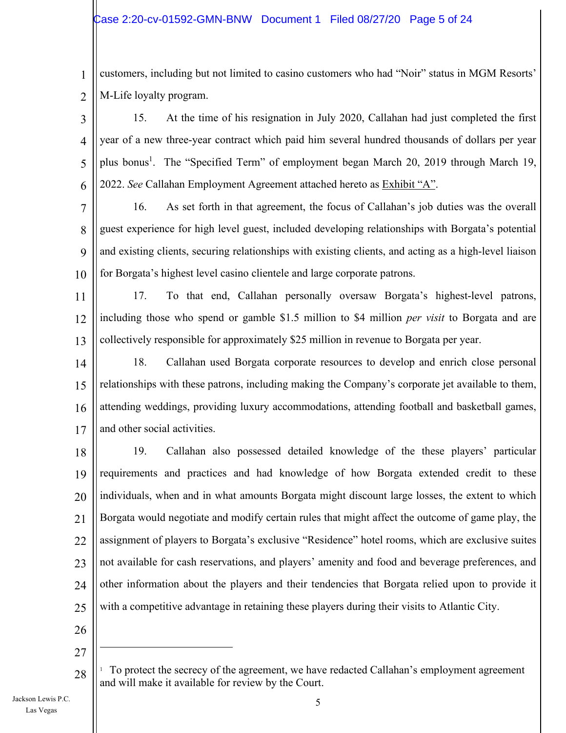customers, including but not limited to casino customers who had "Noir" status in MGM Resorts' M-Life loyalty program.

15. At the time of his resignation in July 2020, Callahan had just completed the first year of a new three-year contract which paid him several hundred thousands of dollars per year plus bonus[1]. The "Specified Term" of employment began March 20, 2019 through March 19, 2022. *See* Callahan Employment Agreement attached hereto as Exhibit "A".

16. As set forth in that agreement, the focus of Callahan's job duties was the overall guest experience for high level guest, included developing relationships with Borgata's potential and existing clients, securing relationships with existing clients, and acting as a high-level liaison for Borgata's highest level casino clientele and large corporate patrons.

17. To that end, Callahan personally oversaw Borgata's highest-level patrons, including those who spend or gamble $1.5 million to $4 million *per visit* to Borgata and are collectively responsible for approximately $25 million in revenue to Borgata per year.

18. Callahan used Borgata corporate resources to develop and enrich close personal relationships with these patrons, including making the Company's corporate jet available to them, attending weddings, providing luxury accommodations, attending football and basketball games, and other social activities.

19. Callahan also possessed detailed knowledge of the these players' particular requirements and practices and had knowledge of how Borgata extended credit to these individuals, when and in what amounts Borgata might discount large losses, the extent to which Borgata would negotiate and modify certain rules that might affect the outcome of game play, the assignment of players to Borgata's exclusive "Residence" hotel rooms, which are exclusive suites not available for cash reservations, and players' amenity and food and beverage preferences, and other information about the players and their tendencies that Borgata relied upon to provide it with a competitive advantage in retaining these players during their visits to Atlantic City.

---

[1] To protect the secrecy of the agreement, we have redacted Callahan's employment agreement and will make it available for review by the Court.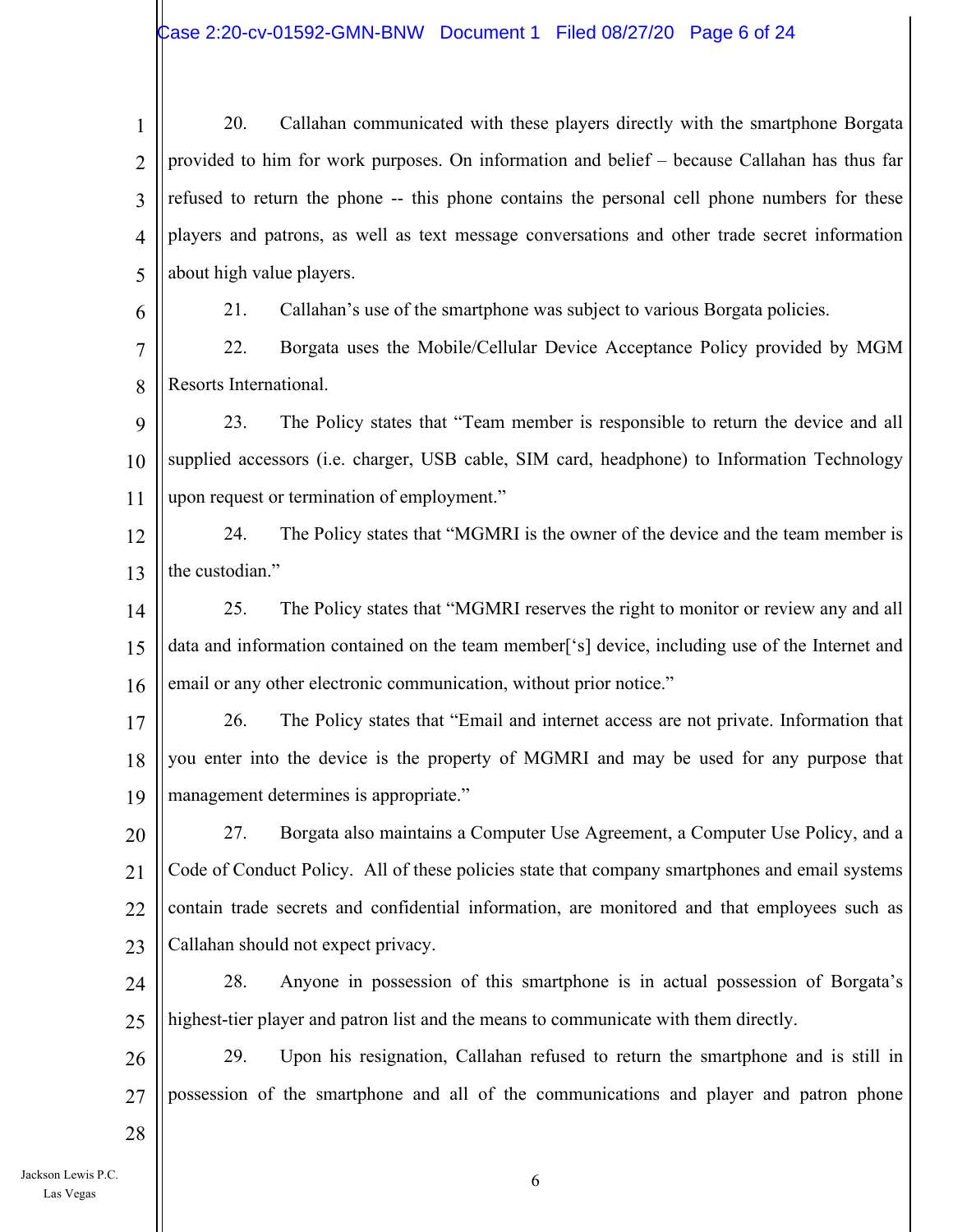20. Callahan communicated with these players directly with the smartphone Borgata provided to him for work purposes. On information and belief – because Callahan has thus far refused to return the phone -- this phone contains the personal cell phone numbers for these players and patrons, as well as text message conversations and other trade secret information about high value players.

21. Callahan's use of the smartphone was subject to various Borgata policies.

22. Borgata uses the Mobile/Cellular Device Acceptance Policy provided by MGM Resorts International.

23. The Policy states that "Team member is responsible to return the device and all supplied accessors (i.e. charger, USB cable, SIM card, headphone) to Information Technology upon request or termination of employment."

24. The Policy states that "MGMRI is the owner of the device and the team member is the custodian."

25. The Policy states that "MGMRI reserves the right to monitor or review any and all data and information contained on the team member['s] device, including use of the Internet and email or any other electronic communication, without prior notice."

26. The Policy states that "Email and internet access are not private. Information that you enter into the device is the property of MGMRI and may be used for any purpose that management determines is appropriate."

27. Borgata also maintains a Computer Use Agreement, a Computer Use Policy, and a Code of Conduct Policy. All of these policies state that company smartphones and email systems contain trade secrets and confidential information, are monitored and that employees such as Callahan should not expect privacy.

28. Anyone in possession of this smartphone is in actual possession of Borgata's highest-tier player and patron list and the means to communicate with them directly.

29. Upon his resignation, Callahan refused to return the smartphone and is still in possession of the smartphone and all of the communications and player and patron phone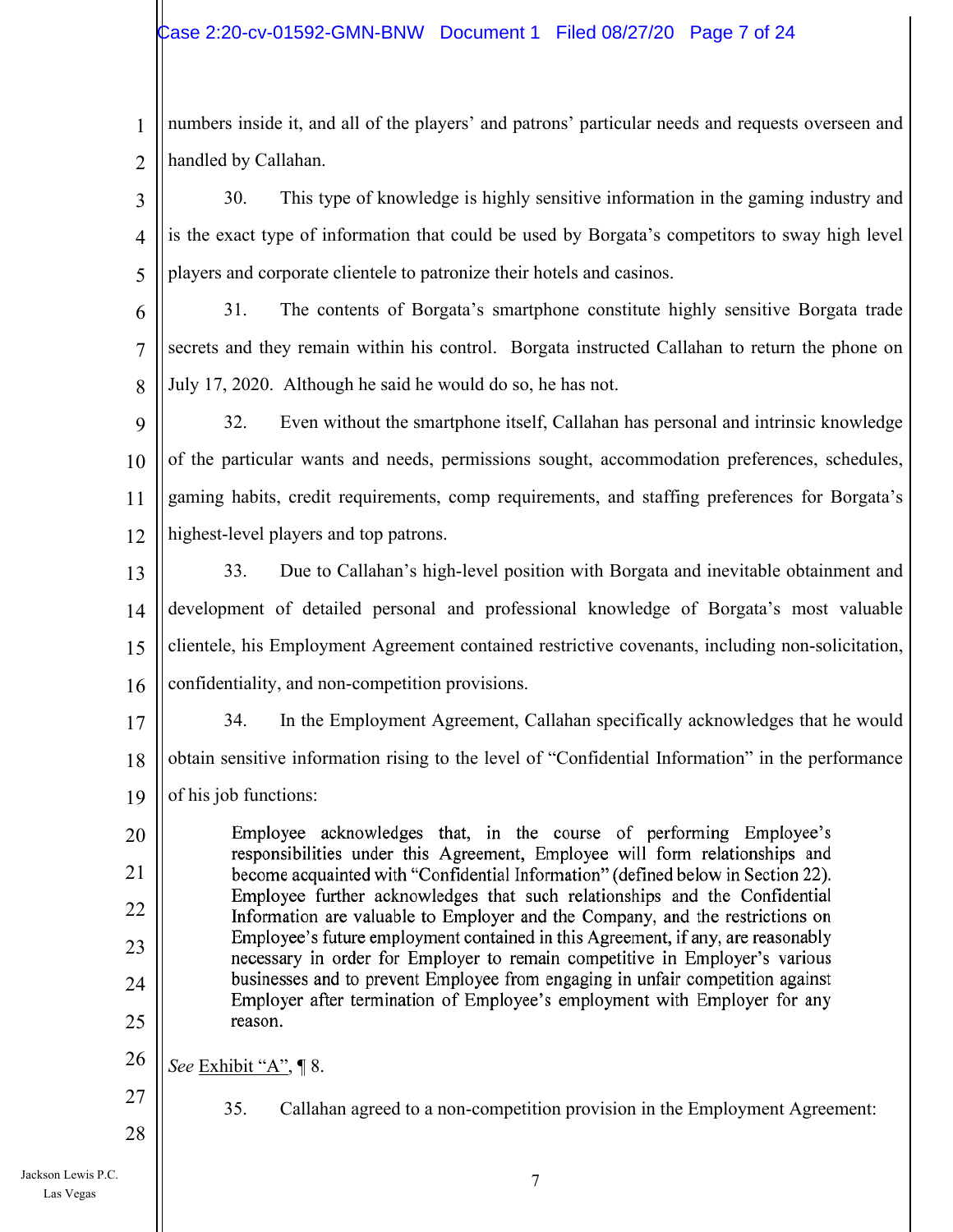numbers inside it, and all of the players' and patrons' particular needs and requests overseen and handled by Callahan.

30. This type of knowledge is highly sensitive information in the gaming industry and is the exact type of information that could be used by Borgata's competitors to sway high level players and corporate clientele to patronize their hotels and casinos.

31. The contents of Borgata's smartphone constitute highly sensitive Borgata trade secrets and they remain within his control. Borgata instructed Callahan to return the phone on July 17, 2020. Although he said he would do so, he has not.

32. Even without the smartphone itself, Callahan has personal and intrinsic knowledge of the particular wants and needs, permissions sought, accommodation preferences, schedules, gaming habits, credit requirements, comp requirements, and staffing preferences for Borgata's highest-level players and top patrons.

33. Due to Callahan's high-level position with Borgata and inevitable obtainment and development of detailed personal and professional knowledge of Borgata's most valuable clientele, his Employment Agreement contained restrictive covenants, including non-solicitation, confidentiality, and non-competition provisions.

34. In the Employment Agreement, Callahan specifically acknowledges that he would obtain sensitive information rising to the level of "Confidential Information" in the performance of his job functions:

> Employee acknowledges that, in the course of performing Employee's responsibilities under this Agreement, Employee will form relationships and become acquainted with "Confidential Information" (defined below in Section 22). Employee further acknowledges that such relationships and the Confidential Information are valuable to Employer and the Company, and the restrictions on Employee's future employment contained in this Agreement, if any, are reasonably necessary in order for Employer to remain competitive in Employer's various businesses and to prevent Employee from engaging in unfair competition against Employer after termination of Employee's employment with Employer for any reason.

*See* Exhibit "A", ¶ 8.

35. Callahan agreed to a non-competition provision in the Employment Agreement: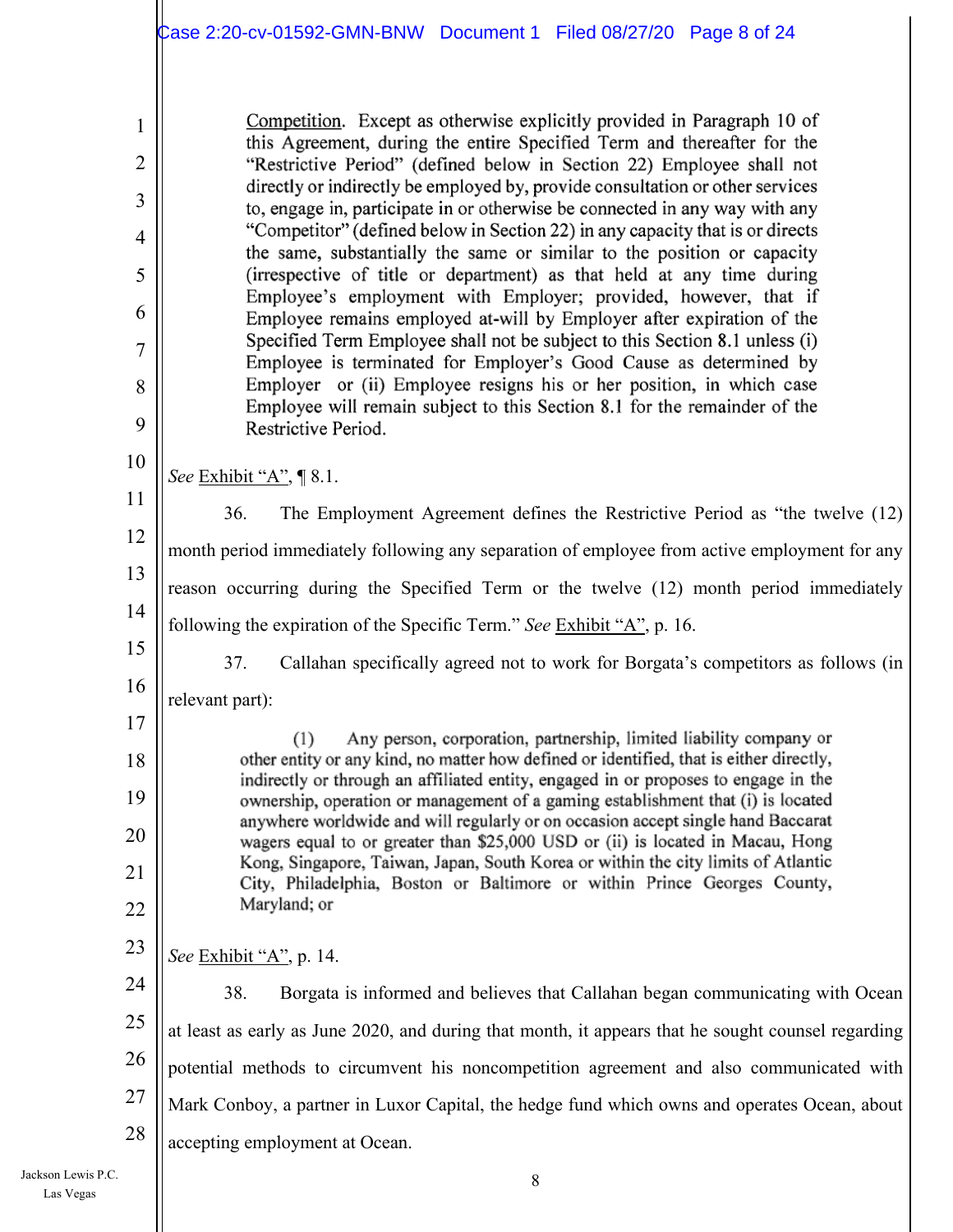> Competition. Except as otherwise explicitly provided in Paragraph 10 of this Agreement, during the entire Specified Term and thereafter for the "Restrictive Period" (defined below in Section 22) Employee shall not directly or indirectly be employed by, provide consultation or other services to, engage in, participate in or otherwise be connected in any way with any "Competitor" (defined below in Section 22) in any capacity that is or directs the same, substantially the same or similar to the position or capacity (irrespective of title or department) as that held at any time during Employee's employment with Employer; provided, however, that if Employee remains employed at-will by Employer after expiration of the Specified Term Employee shall not be subject to this Section 8.1 unless (i) Employee is terminated for Employer's Good Cause as determined by Employer or (ii) Employee resigns his or her position, in which case Employee will remain subject to this Section 8.1 for the remainder of the Restrictive Period.

*See* Exhibit "A", ¶ 8.1.

36. The Employment Agreement defines the Restrictive Period as "the twelve (12) month period immediately following any separation of employee from active employment for any reason occurring during the Specified Term or the twelve (12) month period immediately following the expiration of the Specific Term." *See* Exhibit "A", p. 16.

37. Callahan specifically agreed not to work for Borgata's competitors as follows (in relevant part):

> (1) Any person, corporation, partnership, limited liability company or other entity or any kind, no matter how defined or identified, that is either directly, indirectly or through an affiliated entity, engaged in or proposes to engage in the ownership, operation or management of a gaming establishment that (i) is located anywhere worldwide and will regularly or on occasion accept single hand Baccarat wagers equal to or greater than $25,000 USD or (ii) is located in Macau, Hong Kong, Singapore, Taiwan, Japan, South Korea or within the city limits of Atlantic City, Philadelphia, Boston or Baltimore or within Prince Georges County, Maryland; or

*See* Exhibit "A", p. 14.

38. Borgata is informed and believes that Callahan began communicating with Ocean at least as early as June 2020, and during that month, it appears that he sought counsel regarding potential methods to circumvent his noncompetition agreement and also communicated with Mark Conboy, a partner in Luxor Capital, the hedge fund which owns and operates Ocean, about accepting employment at Ocean.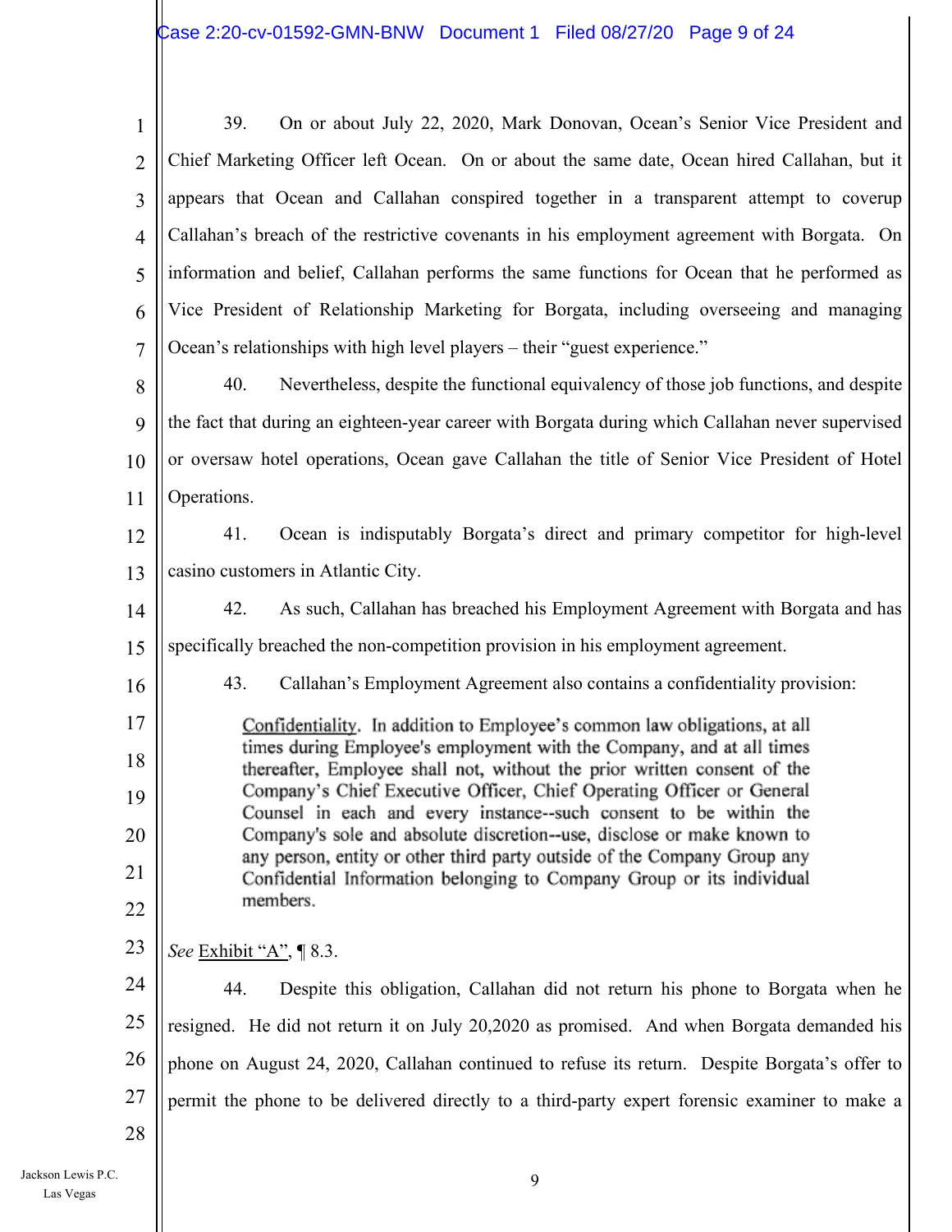39. On or about July 22, 2020, Mark Donovan, Ocean's Senior Vice President and Chief Marketing Officer left Ocean. On or about the same date, Ocean hired Callahan, but it appears that Ocean and Callahan conspired together in a transparent attempt to coverup Callahan's breach of the restrictive covenants in his employment agreement with Borgata. On information and belief, Callahan performs the same functions for Ocean that he performed as Vice President of Relationship Marketing for Borgata, including overseeing and managing Ocean's relationships with high level players – their "guest experience."

40. Nevertheless, despite the functional equivalency of those job functions, and despite the fact that during an eighteen-year career with Borgata during which Callahan never supervised or oversaw hotel operations, Ocean gave Callahan the title of Senior Vice President of Hotel Operations.

41. Ocean is indisputably Borgata's direct and primary competitor for high-level casino customers in Atlantic City.

42. As such, Callahan has breached his Employment Agreement with Borgata and has specifically breached the non-competition provision in his employment agreement.

43. Callahan's Employment Agreement also contains a confidentiality provision:

> Confidentiality. In addition to Employee's common law obligations, at all times during Employee's employment with the Company, and at all times thereafter, Employee shall not, without the prior written consent of the Company's Chief Executive Officer, Chief Operating Officer or General Counsel in each and every instance--such consent to be within the Company's sole and absolute discretion--use, disclose or make known to any person, entity or other third party outside of the Company Group any Confidential Information belonging to Company Group or its individual members.

*See* Exhibit "A", ¶ 8.3.

44. Despite this obligation, Callahan did not return his phone to Borgata when he resigned. He did not return it on July 20,2020 as promised. And when Borgata demanded his phone on August 24, 2020, Callahan continued to refuse its return. Despite Borgata's offer to permit the phone to be delivered directly to a third-party expert forensic examiner to make a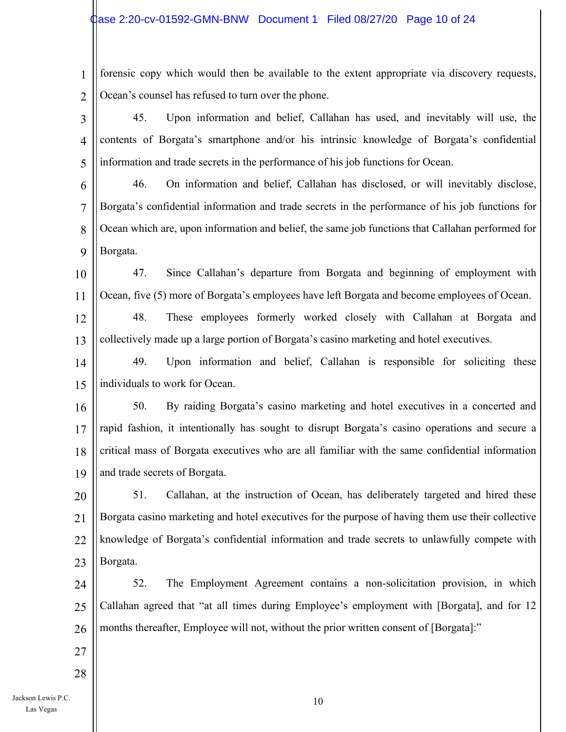forensic copy which would then be available to the extent appropriate via discovery requests, Ocean's counsel has refused to turn over the phone.

45. Upon information and belief, Callahan has used, and inevitably will use, the contents of Borgata's smartphone and/or his intrinsic knowledge of Borgata's confidential information and trade secrets in the performance of his job functions for Ocean.

46. On information and belief, Callahan has disclosed, or will inevitably disclose, Borgata's confidential information and trade secrets in the performance of his job functions for Ocean which are, upon information and belief, the same job functions that Callahan performed for Borgata.

47. Since Callahan's departure from Borgata and beginning of employment with Ocean, five (5) more of Borgata's employees have left Borgata and become employees of Ocean.

48. These employees formerly worked closely with Callahan at Borgata and collectively made up a large portion of Borgata's casino marketing and hotel executives.

49. Upon information and belief, Callahan is responsible for soliciting these individuals to work for Ocean.

50. By raiding Borgata's casino marketing and hotel executives in a concerted and rapid fashion, it intentionally has sought to disrupt Borgata's casino operations and secure a critical mass of Borgata executives who are all familiar with the same confidential information and trade secrets of Borgata.

51. Callahan, at the instruction of Ocean, has deliberately targeted and hired these Borgata casino marketing and hotel executives for the purpose of having them use their collective knowledge of Borgata's confidential information and trade secrets to unlawfully compete with Borgata.

52. The Employment Agreement contains a non-solicitation provision, in which Callahan agreed that "at all times during Employee's employment with [Borgata], and for 12 months thereafter, Employee will not, without the prior written consent of [Borgata]:"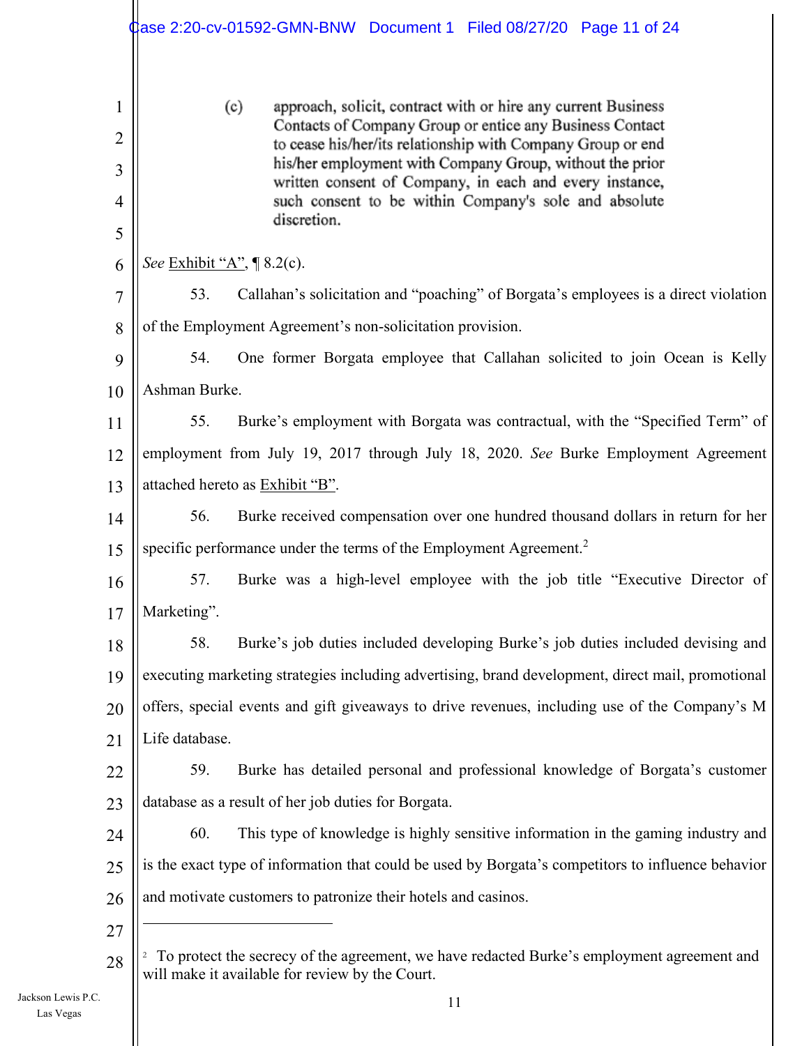> (c) approach, solicit, contract with or hire any current Business Contacts of Company Group or entice any Business Contact to cease his/her/its relationship with Company Group or end his/her employment with Company Group, without the prior written consent of Company, in each and every instance, such consent to be within Company's sole and absolute discretion.

*See* Exhibit "A", ¶ 8.2(c).

53. Callahan's solicitation and "poaching" of Borgata's employees is a direct violation of the Employment Agreement's non-solicitation provision.

54. One former Borgata employee that Callahan solicited to join Ocean is Kelly Ashman Burke.

55. Burke's employment with Borgata was contractual, with the "Specified Term" of employment from July 19, 2017 through July 18, 2020. *See* Burke Employment Agreement attached hereto as Exhibit "B".

56. Burke received compensation over one hundred thousand dollars in return for her specific performance under the terms of the Employment Agreement.[2]

57. Burke was a high-level employee with the job title "Executive Director of Marketing".

58. Burke's job duties included developing Burke's job duties included devising and executing marketing strategies including advertising, brand development, direct mail, promotional offers, special events and gift giveaways to drive revenues, including use of the Company's M Life database.

59. Burke has detailed personal and professional knowledge of Borgata's customer database as a result of her job duties for Borgata.

60. This type of knowledge is highly sensitive information in the gaming industry and is the exact type of information that could be used by Borgata's competitors to influence behavior and motivate customers to patronize their hotels and casinos.

---

[2] To protect the secrecy of the agreement, we have redacted Burke's employment agreement and will make it available for review by the Court.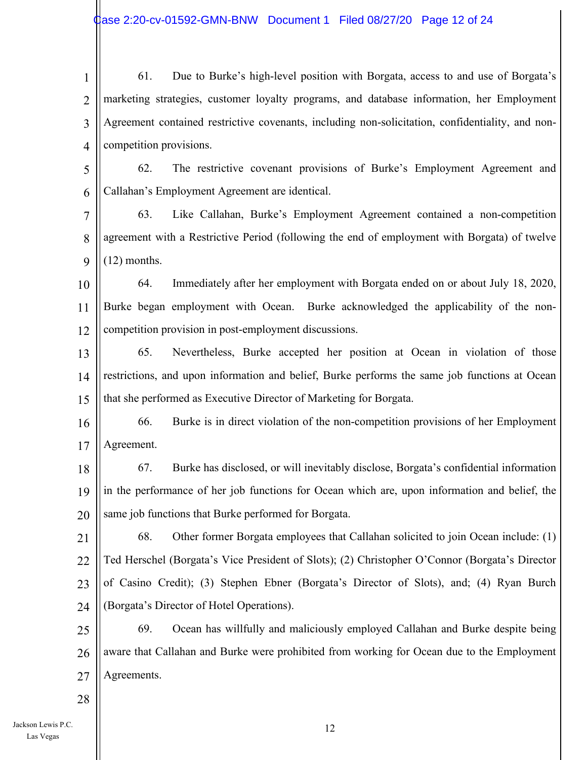61. Due to Burke's high-level position with Borgata, access to and use of Borgata's marketing strategies, customer loyalty programs, and database information, her Employment Agreement contained restrictive covenants, including non-solicitation, confidentiality, and non-competition provisions.

62. The restrictive covenant provisions of Burke's Employment Agreement and Callahan's Employment Agreement are identical.

63. Like Callahan, Burke's Employment Agreement contained a non-competition agreement with a Restrictive Period (following the end of employment with Borgata) of twelve (12) months.

64. Immediately after her employment with Borgata ended on or about July 18, 2020, Burke began employment with Ocean. Burke acknowledged the applicability of the non-competition provision in post-employment discussions.

65. Nevertheless, Burke accepted her position at Ocean in violation of those restrictions, and upon information and belief, Burke performs the same job functions at Ocean that she performed as Executive Director of Marketing for Borgata.

66. Burke is in direct violation of the non-competition provisions of her Employment Agreement.

67. Burke has disclosed, or will inevitably disclose, Borgata's confidential information in the performance of her job functions for Ocean which are, upon information and belief, the same job functions that Burke performed for Borgata.

68. Other former Borgata employees that Callahan solicited to join Ocean include: (1) Ted Herschel (Borgata's Vice President of Slots); (2) Christopher O'Connor (Borgata's Director of Casino Credit); (3) Stephen Ebner (Borgata's Director of Slots), and; (4) Ryan Burch (Borgata's Director of Hotel Operations).

69. Ocean has willfully and maliciously employed Callahan and Burke despite being aware that Callahan and Burke were prohibited from working for Ocean due to the Employment Agreements.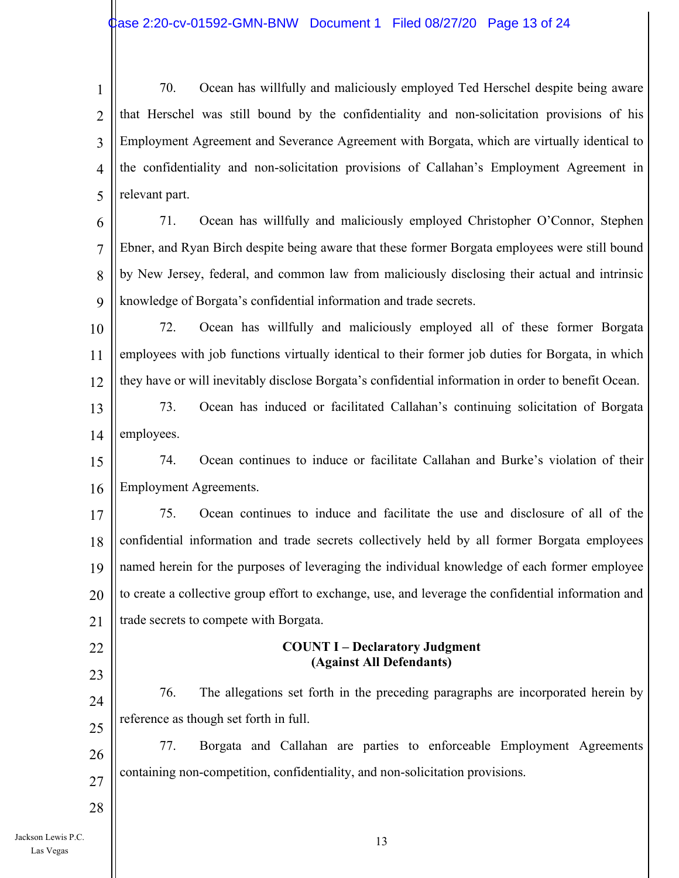70. Ocean has willfully and maliciously employed Ted Herschel despite being aware that Herschel was still bound by the confidentiality and non-solicitation provisions of his Employment Agreement and Severance Agreement with Borgata, which are virtually identical to the confidentiality and non-solicitation provisions of Callahan's Employment Agreement in relevant part.

71. Ocean has willfully and maliciously employed Christopher O'Connor, Stephen Ebner, and Ryan Birch despite being aware that these former Borgata employees were still bound by New Jersey, federal, and common law from maliciously disclosing their actual and intrinsic knowledge of Borgata's confidential information and trade secrets.

72. Ocean has willfully and maliciously employed all of these former Borgata employees with job functions virtually identical to their former job duties for Borgata, in which they have or will inevitably disclose Borgata's confidential information in order to benefit Ocean.

73. Ocean has induced or facilitated Callahan's continuing solicitation of Borgata employees.

74. Ocean continues to induce or facilitate Callahan and Burke's violation of their Employment Agreements.

75. Ocean continues to induce and facilitate the use and disclosure of all of the confidential information and trade secrets collectively held by all former Borgata employees named herein for the purposes of leveraging the individual knowledge of each former employee to create a collective group effort to exchange, use, and leverage the confidential information and trade secrets to compete with Borgata.

**COUNT I – Declaratory Judgment**
**(Against All Defendants)**

76. The allegations set forth in the preceding paragraphs are incorporated herein by reference as though set forth in full.

77. Borgata and Callahan are parties to enforceable Employment Agreements containing non-competition, confidentiality, and non-solicitation provisions.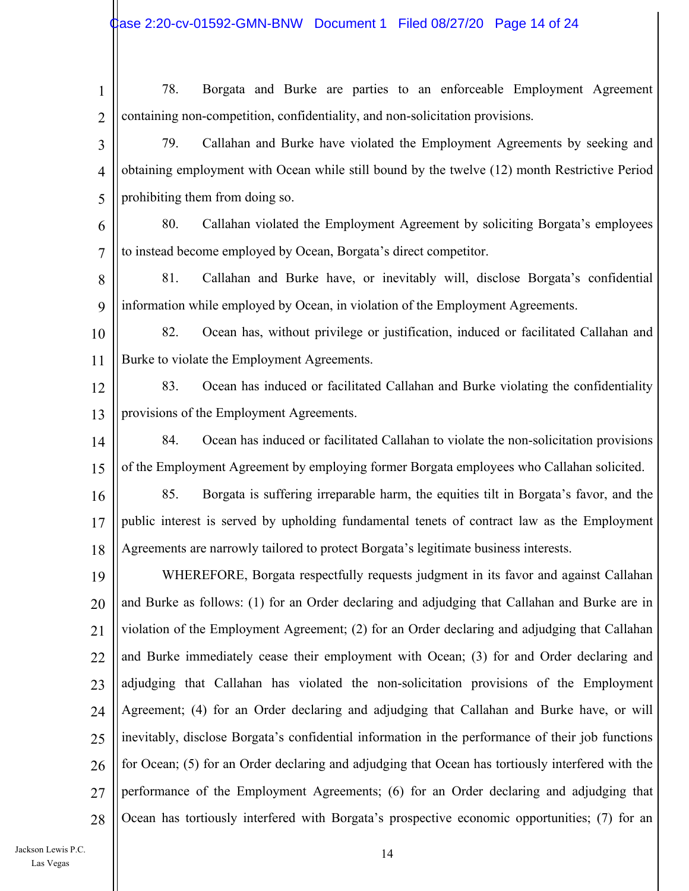78. Borgata and Burke are parties to an enforceable Employment Agreement containing non-competition, confidentiality, and non-solicitation provisions.

79. Callahan and Burke have violated the Employment Agreements by seeking and obtaining employment with Ocean while still bound by the twelve (12) month Restrictive Period prohibiting them from doing so.

80. Callahan violated the Employment Agreement by soliciting Borgata's employees to instead become employed by Ocean, Borgata's direct competitor.

81. Callahan and Burke have, or inevitably will, disclose Borgata's confidential information while employed by Ocean, in violation of the Employment Agreements.

82. Ocean has, without privilege or justification, induced or facilitated Callahan and Burke to violate the Employment Agreements.

83. Ocean has induced or facilitated Callahan and Burke violating the confidentiality provisions of the Employment Agreements.

84. Ocean has induced or facilitated Callahan to violate the non-solicitation provisions of the Employment Agreement by employing former Borgata employees who Callahan solicited.

85. Borgata is suffering irreparable harm, the equities tilt in Borgata's favor, and the public interest is served by upholding fundamental tenets of contract law as the Employment Agreements are narrowly tailored to protect Borgata's legitimate business interests.

WHEREFORE, Borgata respectfully requests judgment in its favor and against Callahan and Burke as follows: (1) for an Order declaring and adjudging that Callahan and Burke are in violation of the Employment Agreement; (2) for an Order declaring and adjudging that Callahan and Burke immediately cease their employment with Ocean; (3) for and Order declaring and adjudging that Callahan has violated the non-solicitation provisions of the Employment Agreement; (4) for an Order declaring and adjudging that Callahan and Burke have, or will inevitably, disclose Borgata's confidential information in the performance of their job functions for Ocean; (5) for an Order declaring and adjudging that Ocean has tortiously interfered with the performance of the Employment Agreements; (6) for an Order declaring and adjudging that Ocean has tortiously interfered with Borgata's prospective economic opportunities; (7) for an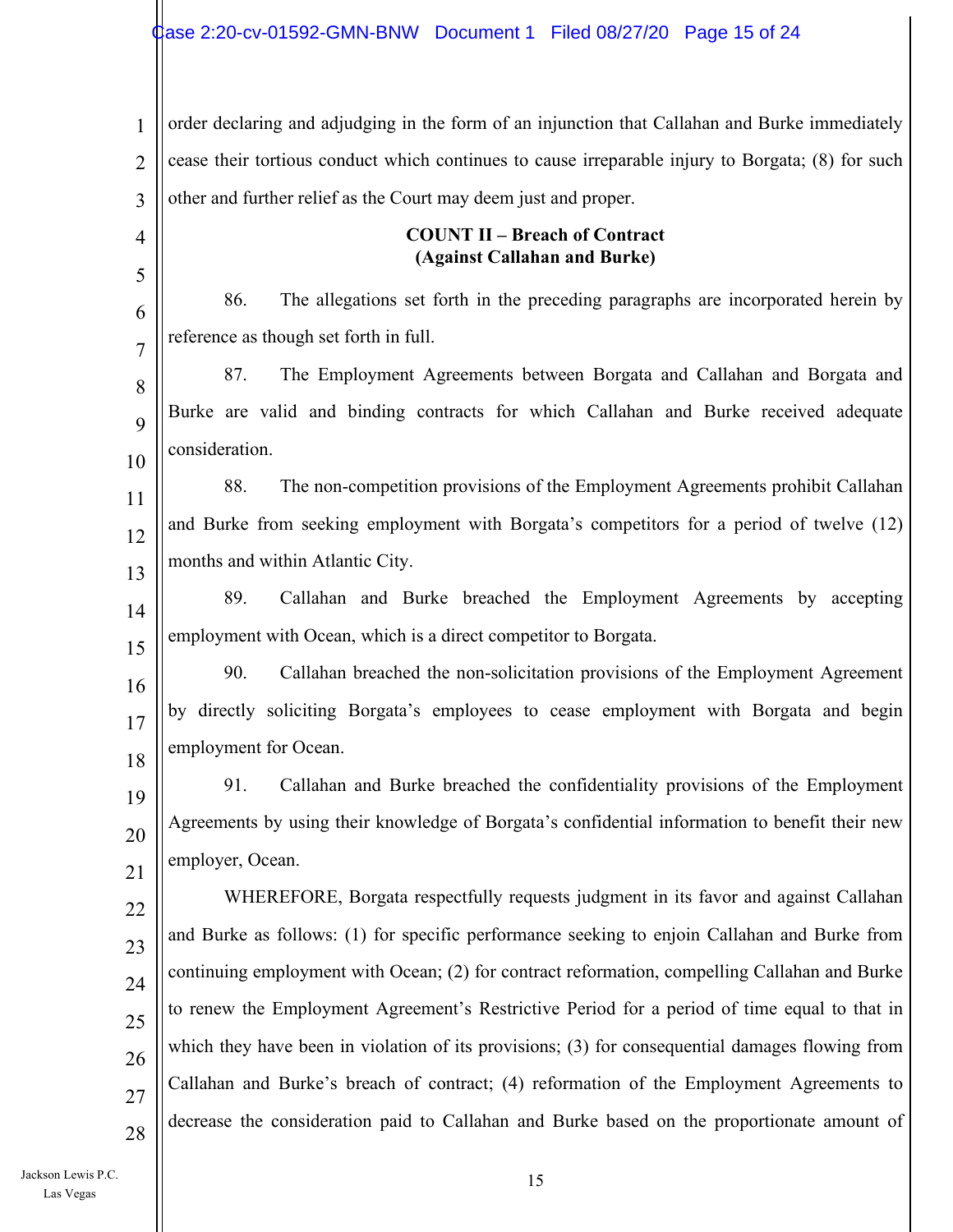order declaring and adjudging in the form of an injunction that Callahan and Burke immediately cease their tortious conduct which continues to cause irreparable injury to Borgata; (8) for such other and further relief as the Court may deem just and proper.

**COUNT II – Breach of Contract**
**(Against Callahan and Burke)**

86. The allegations set forth in the preceding paragraphs are incorporated herein by reference as though set forth in full.

87. The Employment Agreements between Borgata and Callahan and Borgata and Burke are valid and binding contracts for which Callahan and Burke received adequate consideration.

88. The non-competition provisions of the Employment Agreements prohibit Callahan and Burke from seeking employment with Borgata's competitors for a period of twelve (12) months and within Atlantic City.

89. Callahan and Burke breached the Employment Agreements by accepting employment with Ocean, which is a direct competitor to Borgata.

90. Callahan breached the non-solicitation provisions of the Employment Agreement by directly soliciting Borgata's employees to cease employment with Borgata and begin employment for Ocean.

91. Callahan and Burke breached the confidentiality provisions of the Employment Agreements by using their knowledge of Borgata's confidential information to benefit their new employer, Ocean.

WHEREFORE, Borgata respectfully requests judgment in its favor and against Callahan and Burke as follows: (1) for specific performance seeking to enjoin Callahan and Burke from continuing employment with Ocean; (2) for contract reformation, compelling Callahan and Burke to renew the Employment Agreement's Restrictive Period for a period of time equal to that in which they have been in violation of its provisions; (3) for consequential damages flowing from Callahan and Burke's breach of contract; (4) reformation of the Employment Agreements to decrease the consideration paid to Callahan and Burke based on the proportionate amount of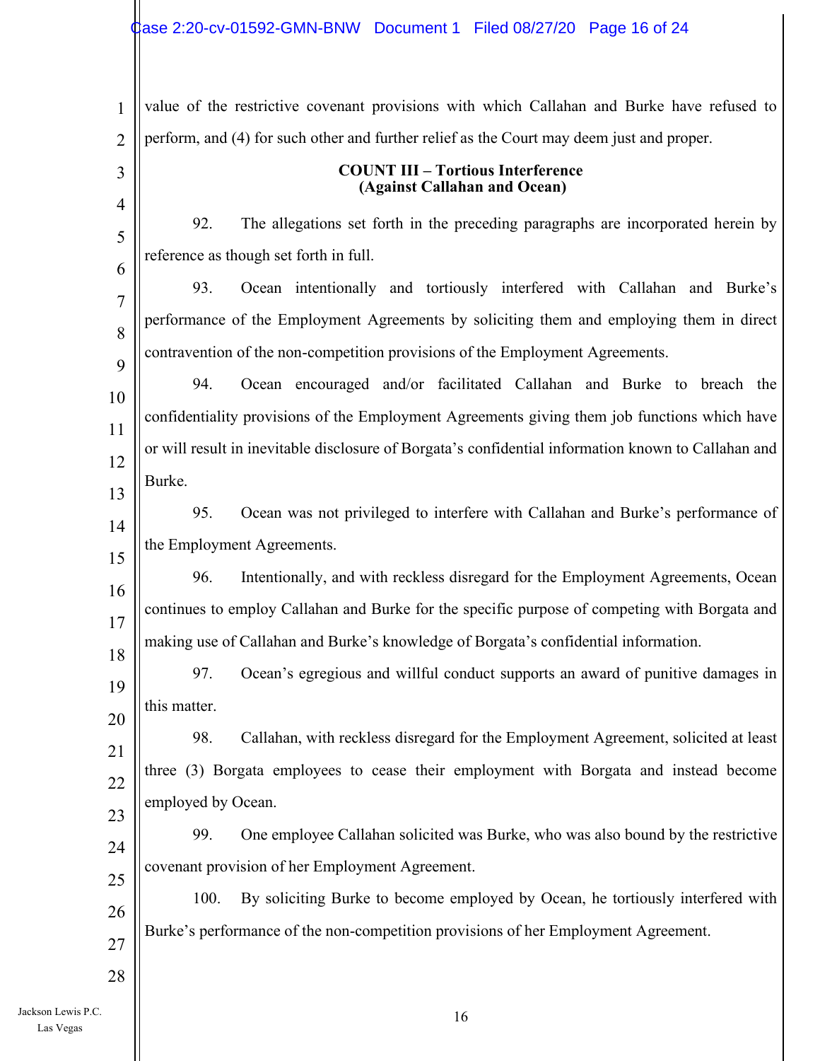value of the restrictive covenant provisions with which Callahan and Burke have refused to perform, and (4) for such other and further relief as the Court may deem just and proper.

**COUNT III – Tortious Interference**
**(Against Callahan and Ocean)**

92. The allegations set forth in the preceding paragraphs are incorporated herein by reference as though set forth in full.

93. Ocean intentionally and tortiously interfered with Callahan and Burke's performance of the Employment Agreements by soliciting them and employing them in direct contravention of the non-competition provisions of the Employment Agreements.

94. Ocean encouraged and/or facilitated Callahan and Burke to breach the confidentiality provisions of the Employment Agreements giving them job functions which have or will result in inevitable disclosure of Borgata's confidential information known to Callahan and Burke.

95. Ocean was not privileged to interfere with Callahan and Burke's performance of the Employment Agreements.

96. Intentionally, and with reckless disregard for the Employment Agreements, Ocean continues to employ Callahan and Burke for the specific purpose of competing with Borgata and making use of Callahan and Burke's knowledge of Borgata's confidential information.

97. Ocean's egregious and willful conduct supports an award of punitive damages in this matter.

98. Callahan, with reckless disregard for the Employment Agreement, solicited at least three (3) Borgata employees to cease their employment with Borgata and instead become employed by Ocean.

99. One employee Callahan solicited was Burke, who was also bound by the restrictive covenant provision of her Employment Agreement.

100. By soliciting Burke to become employed by Ocean, he tortiously interfered with Burke's performance of the non-competition provisions of her Employment Agreement.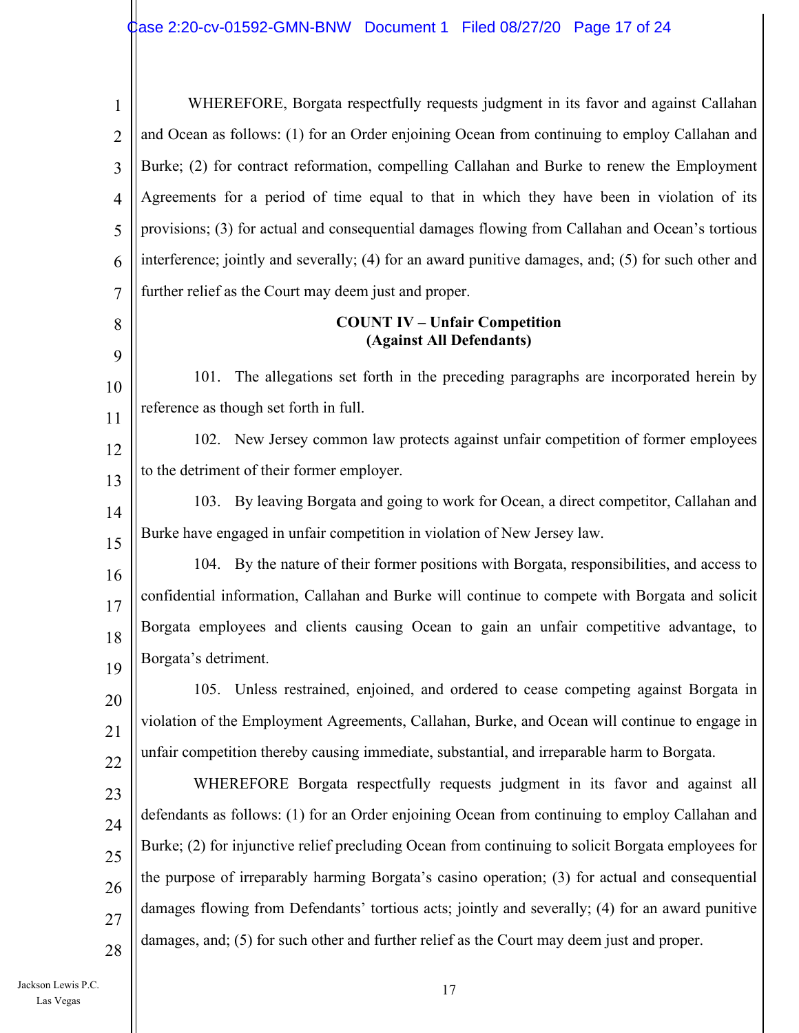WHEREFORE, Borgata respectfully requests judgment in its favor and against Callahan and Ocean as follows: (1) for an Order enjoining Ocean from continuing to employ Callahan and Burke; (2) for contract reformation, compelling Callahan and Burke to renew the Employment Agreements for a period of time equal to that in which they have been in violation of its provisions; (3) for actual and consequential damages flowing from Callahan and Ocean's tortious interference; jointly and severally; (4) for an award punitive damages, and; (5) for such other and further relief as the Court may deem just and proper.

**COUNT IV – Unfair Competition**
**(Against All Defendants)**

101. The allegations set forth in the preceding paragraphs are incorporated herein by reference as though set forth in full.

102. New Jersey common law protects against unfair competition of former employees to the detriment of their former employer.

103. By leaving Borgata and going to work for Ocean, a direct competitor, Callahan and Burke have engaged in unfair competition in violation of New Jersey law.

104. By the nature of their former positions with Borgata, responsibilities, and access to confidential information, Callahan and Burke will continue to compete with Borgata and solicit Borgata employees and clients causing Ocean to gain an unfair competitive advantage, to Borgata's detriment.

105. Unless restrained, enjoined, and ordered to cease competing against Borgata in violation of the Employment Agreements, Callahan, Burke, and Ocean will continue to engage in unfair competition thereby causing immediate, substantial, and irreparable harm to Borgata.

WHEREFORE Borgata respectfully requests judgment in its favor and against all defendants as follows: (1) for an Order enjoining Ocean from continuing to employ Callahan and Burke; (2) for injunctive relief precluding Ocean from continuing to solicit Borgata employees for the purpose of irreparably harming Borgata's casino operation; (3) for actual and consequential damages flowing from Defendants' tortious acts; jointly and severally; (4) for an award punitive damages, and; (5) for such other and further relief as the Court may deem just and proper.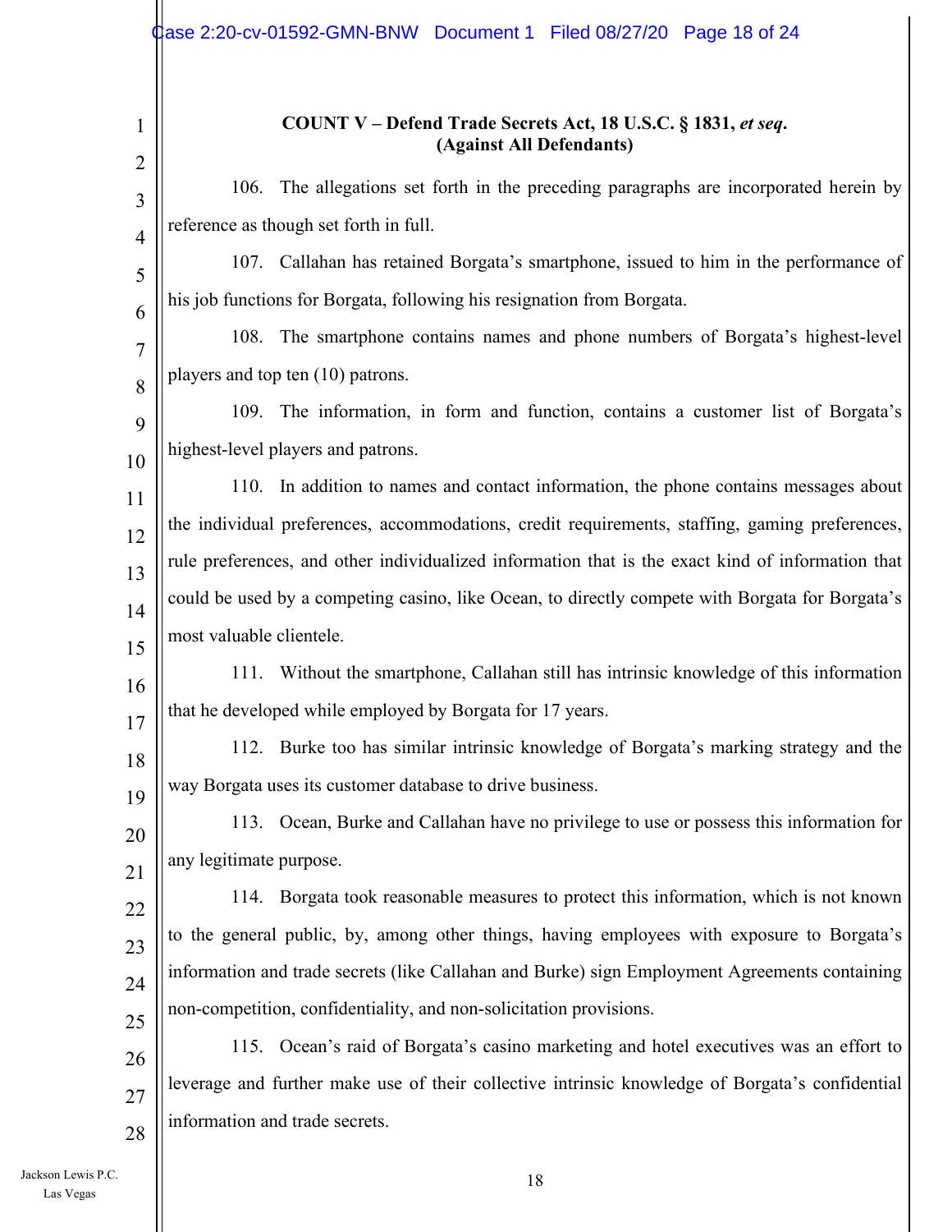**COUNT V – Defend Trade Secrets Act, 18 U.S.C. § 1831, *et seq*.**
**(Against All Defendants)**

106. The allegations set forth in the preceding paragraphs are incorporated herein by reference as though set forth in full.

107. Callahan has retained Borgata's smartphone, issued to him in the performance of his job functions for Borgata, following his resignation from Borgata.

108. The smartphone contains names and phone numbers of Borgata's highest-level players and top ten (10) patrons.

109. The information, in form and function, contains a customer list of Borgata's highest-level players and patrons.

110. In addition to names and contact information, the phone contains messages about the individual preferences, accommodations, credit requirements, staffing, gaming preferences, rule preferences, and other individualized information that is the exact kind of information that could be used by a competing casino, like Ocean, to directly compete with Borgata for Borgata's most valuable clientele.

111. Without the smartphone, Callahan still has intrinsic knowledge of this information that he developed while employed by Borgata for 17 years.

112. Burke too has similar intrinsic knowledge of Borgata's marking strategy and the way Borgata uses its customer database to drive business.

113. Ocean, Burke and Callahan have no privilege to use or possess this information for any legitimate purpose.

114. Borgata took reasonable measures to protect this information, which is not known to the general public, by, among other things, having employees with exposure to Borgata's information and trade secrets (like Callahan and Burke) sign Employment Agreements containing non-competition, confidentiality, and non-solicitation provisions.

115. Ocean's raid of Borgata's casino marketing and hotel executives was an effort to leverage and further make use of their collective intrinsic knowledge of Borgata's confidential information and trade secrets.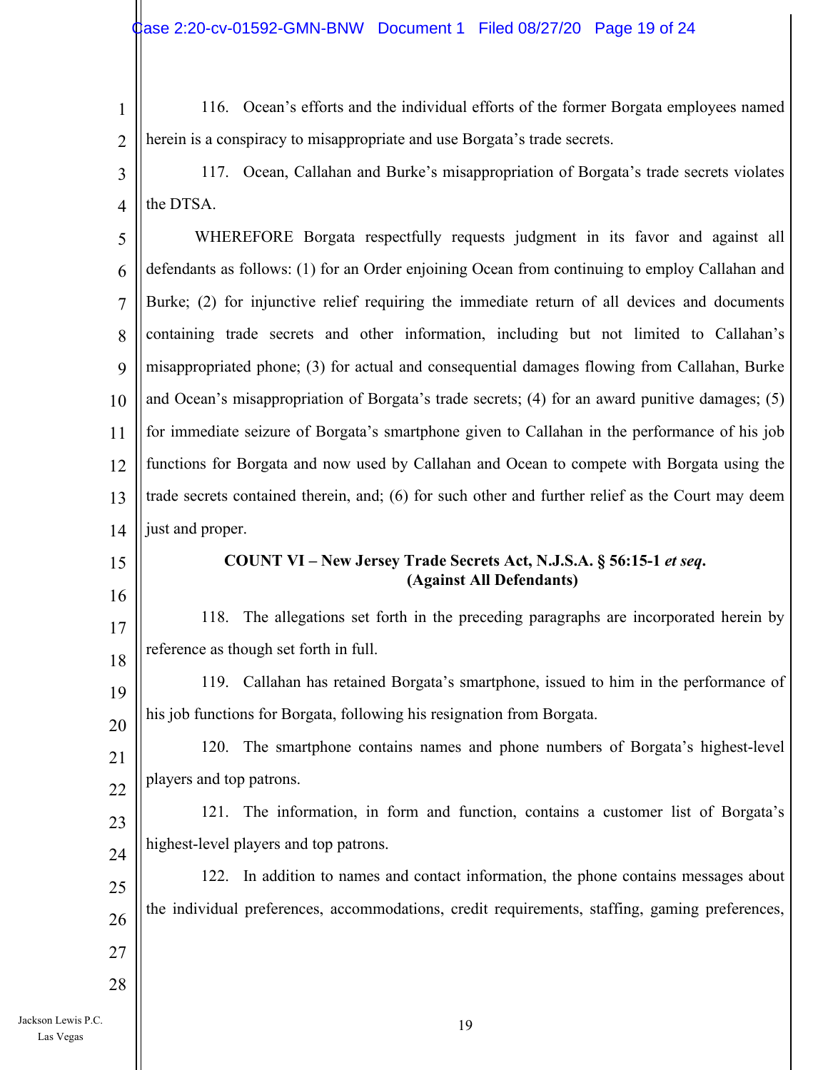116. Ocean's efforts and the individual efforts of the former Borgata employees named herein is a conspiracy to misappropriate and use Borgata's trade secrets.

117. Ocean, Callahan and Burke's misappropriation of Borgata's trade secrets violates the DTSA.

WHEREFORE Borgata respectfully requests judgment in its favor and against all defendants as follows: (1) for an Order enjoining Ocean from continuing to employ Callahan and Burke; (2) for injunctive relief requiring the immediate return of all devices and documents containing trade secrets and other information, including but not limited to Callahan's misappropriated phone; (3) for actual and consequential damages flowing from Callahan, Burke and Ocean's misappropriation of Borgata's trade secrets; (4) for an award punitive damages; (5) for immediate seizure of Borgata's smartphone given to Callahan in the performance of his job functions for Borgata and now used by Callahan and Ocean to compete with Borgata using the trade secrets contained therein, and; (6) for such other and further relief as the Court may deem just and proper.

**COUNT VI – New Jersey Trade Secrets Act, N.J.S.A. § 56:15-1 *et seq*.**
**(Against All Defendants)**

118. The allegations set forth in the preceding paragraphs are incorporated herein by reference as though set forth in full.

119. Callahan has retained Borgata's smartphone, issued to him in the performance of his job functions for Borgata, following his resignation from Borgata.

120. The smartphone contains names and phone numbers of Borgata's highest-level players and top patrons.

121. The information, in form and function, contains a customer list of Borgata's highest-level players and top patrons.

122. In addition to names and contact information, the phone contains messages about the individual preferences, accommodations, credit requirements, staffing, gaming preferences,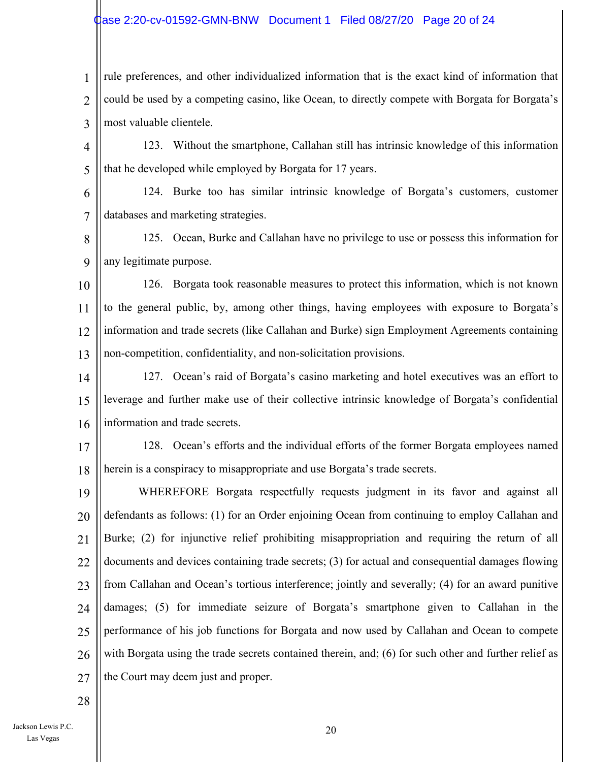rule preferences, and other individualized information that is the exact kind of information that could be used by a competing casino, like Ocean, to directly compete with Borgata for Borgata's most valuable clientele.

123. Without the smartphone, Callahan still has intrinsic knowledge of this information that he developed while employed by Borgata for 17 years.

124. Burke too has similar intrinsic knowledge of Borgata's customers, customer databases and marketing strategies.

125. Ocean, Burke and Callahan have no privilege to use or possess this information for any legitimate purpose.

126. Borgata took reasonable measures to protect this information, which is not known to the general public, by, among other things, having employees with exposure to Borgata's information and trade secrets (like Callahan and Burke) sign Employment Agreements containing non-competition, confidentiality, and non-solicitation provisions.

127. Ocean's raid of Borgata's casino marketing and hotel executives was an effort to leverage and further make use of their collective intrinsic knowledge of Borgata's confidential information and trade secrets.

128. Ocean's efforts and the individual efforts of the former Borgata employees named herein is a conspiracy to misappropriate and use Borgata's trade secrets.

WHEREFORE Borgata respectfully requests judgment in its favor and against all defendants as follows: (1) for an Order enjoining Ocean from continuing to employ Callahan and Burke; (2) for injunctive relief prohibiting misappropriation and requiring the return of all documents and devices containing trade secrets; (3) for actual and consequential damages flowing from Callahan and Ocean's tortious interference; jointly and severally; (4) for an award punitive damages; (5) for immediate seizure of Borgata's smartphone given to Callahan in the performance of his job functions for Borgata and now used by Callahan and Ocean to compete with Borgata using the trade secrets contained therein, and; (6) for such other and further relief as the Court may deem just and proper.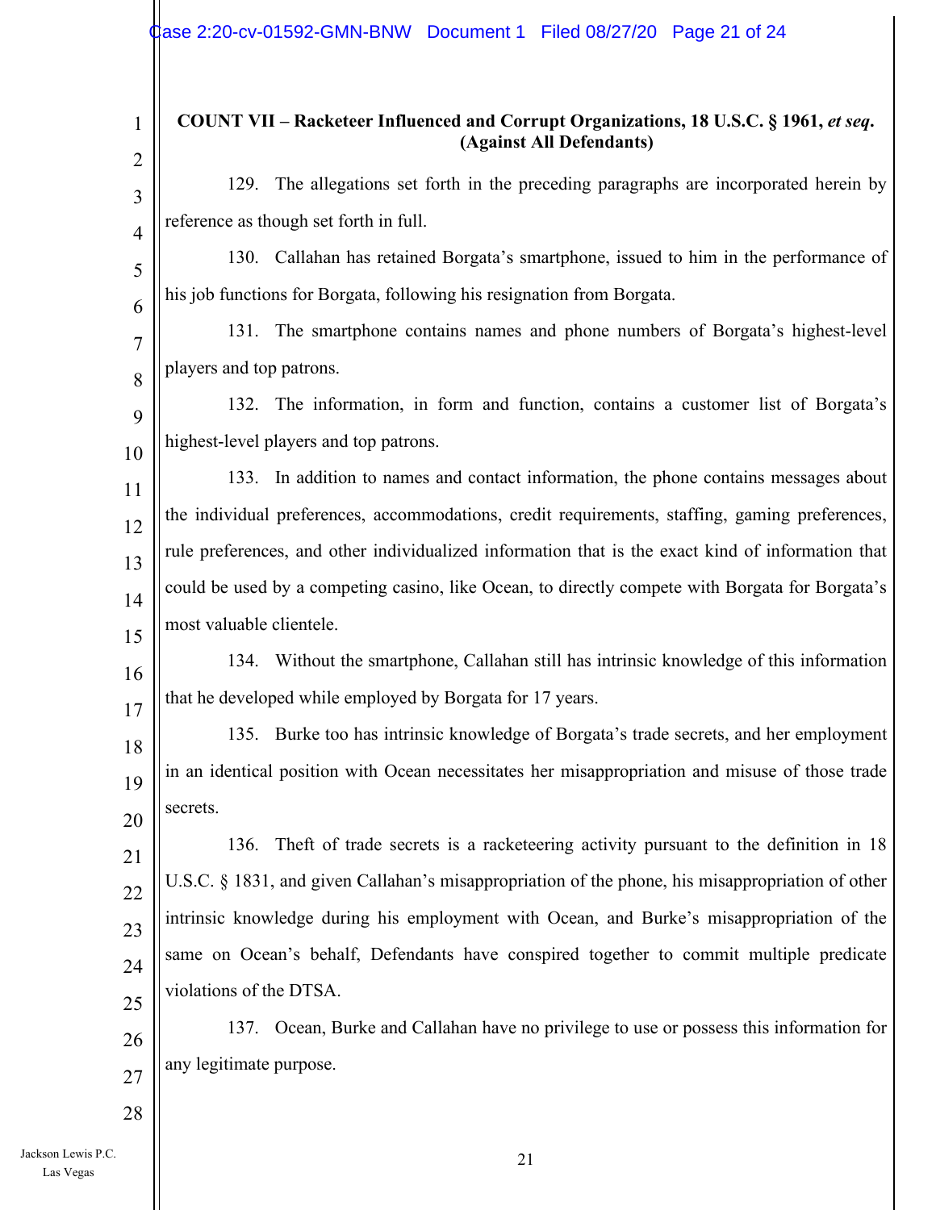**COUNT VII – Racketeer Influenced and Corrupt Organizations, 18 U.S.C. § 1961, *et seq*. (Against All Defendants)**

129. The allegations set forth in the preceding paragraphs are incorporated herein by reference as though set forth in full.

130. Callahan has retained Borgata's smartphone, issued to him in the performance of his job functions for Borgata, following his resignation from Borgata.

131. The smartphone contains names and phone numbers of Borgata's highest-level players and top patrons.

132. The information, in form and function, contains a customer list of Borgata's highest-level players and top patrons.

133. In addition to names and contact information, the phone contains messages about the individual preferences, accommodations, credit requirements, staffing, gaming preferences, rule preferences, and other individualized information that is the exact kind of information that could be used by a competing casino, like Ocean, to directly compete with Borgata for Borgata's most valuable clientele.

134. Without the smartphone, Callahan still has intrinsic knowledge of this information that he developed while employed by Borgata for 17 years.

135. Burke too has intrinsic knowledge of Borgata's trade secrets, and her employment in an identical position with Ocean necessitates her misappropriation and misuse of those trade secrets.

136. Theft of trade secrets is a racketeering activity pursuant to the definition in 18 U.S.C. § 1831, and given Callahan's misappropriation of the phone, his misappropriation of other intrinsic knowledge during his employment with Ocean, and Burke's misappropriation of the same on Ocean's behalf, Defendants have conspired together to commit multiple predicate violations of the DTSA.

137. Ocean, Burke and Callahan have no privilege to use or possess this information for any legitimate purpose.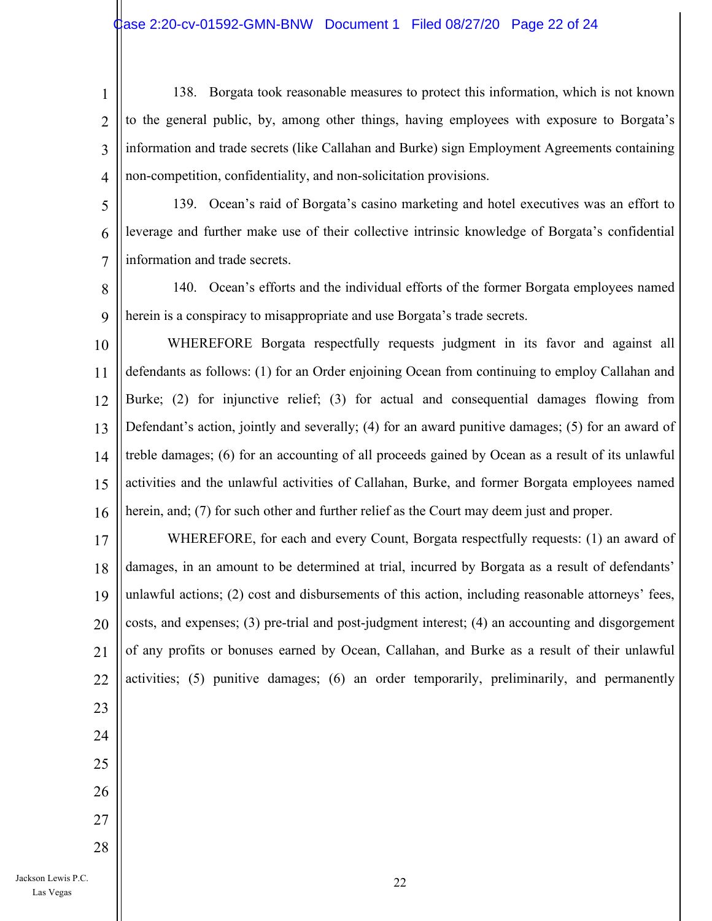138. Borgata took reasonable measures to protect this information, which is not known to the general public, by, among other things, having employees with exposure to Borgata's information and trade secrets (like Callahan and Burke) sign Employment Agreements containing non-competition, confidentiality, and non-solicitation provisions.

139. Ocean's raid of Borgata's casino marketing and hotel executives was an effort to leverage and further make use of their collective intrinsic knowledge of Borgata's confidential information and trade secrets.

140. Ocean's efforts and the individual efforts of the former Borgata employees named herein is a conspiracy to misappropriate and use Borgata's trade secrets.

WHEREFORE Borgata respectfully requests judgment in its favor and against all defendants as follows: (1) for an Order enjoining Ocean from continuing to employ Callahan and Burke; (2) for injunctive relief; (3) for actual and consequential damages flowing from Defendant's action, jointly and severally; (4) for an award punitive damages; (5) for an award of treble damages; (6) for an accounting of all proceeds gained by Ocean as a result of its unlawful activities and the unlawful activities of Callahan, Burke, and former Borgata employees named herein, and; (7) for such other and further relief as the Court may deem just and proper.

WHEREFORE, for each and every Count, Borgata respectfully requests: (1) an award of damages, in an amount to be determined at trial, incurred by Borgata as a result of defendants' unlawful actions; (2) cost and disbursements of this action, including reasonable attorneys' fees, costs, and expenses; (3) pre-trial and post-judgment interest; (4) an accounting and disgorgement of any profits or bonuses earned by Ocean, Callahan, and Burke as a result of their unlawful activities; (5) punitive damages; (6) an order temporarily, preliminarily, and permanently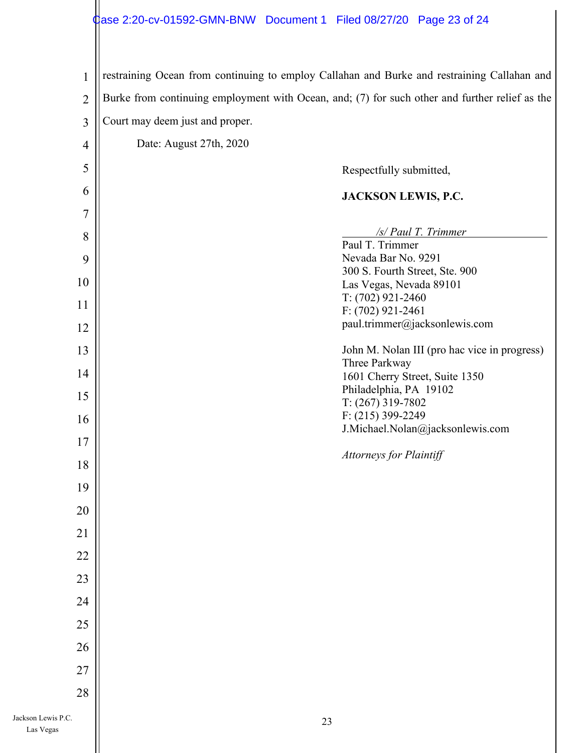restraining Ocean from continuing to employ Callahan and Burke and restraining Callahan and Burke from continuing employment with Ocean, and; (7) for such other and further relief as the Court may deem just and proper.

Date: August 27th, 2020

Respectfully submitted,

**JACKSON LEWIS, P.C.**

*/s/ Paul T. Trimmer*
Paul T. Trimmer
Nevada Bar No. 9291
300 S. Fourth Street, Ste. 900
Las Vegas, Nevada 89101
T: (702) 921-2460
F: (702) 921-2461
paul.trimmer@jacksonlewis.com

John M. Nolan III (pro hac vice in progress)
Three Parkway
1601 Cherry Street, Suite 1350
Philadelphia, PA 19102
T: (267) 319-7802
F: (215) 399-2249
J.Michael.Nolan@jacksonlewis.com

*Attorneys for Plaintiff*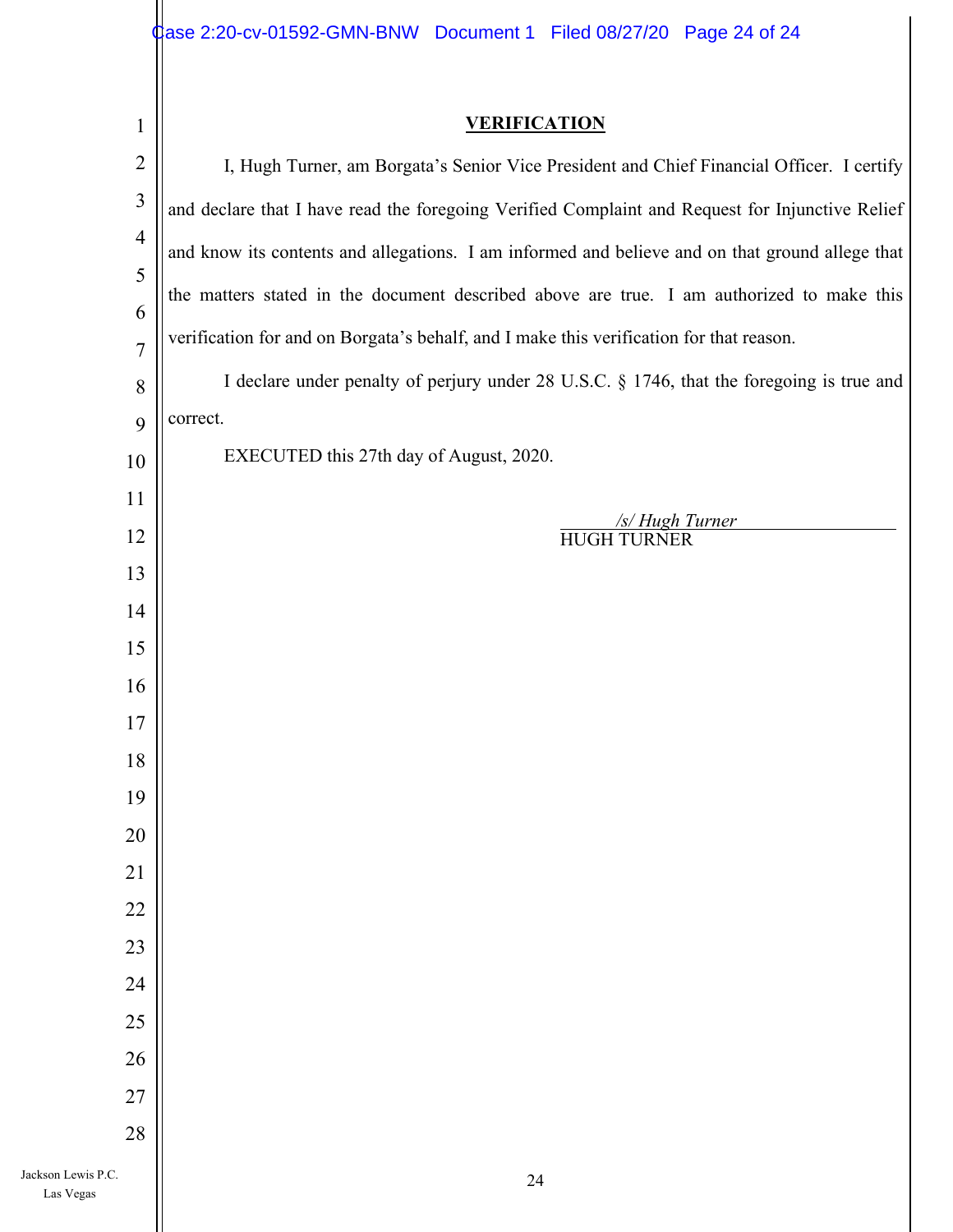**VERIFICATION**

I, Hugh Turner, am Borgata's Senior Vice President and Chief Financial Officer. I certify and declare that I have read the foregoing Verified Complaint and Request for Injunctive Relief and know its contents and allegations. I am informed and believe and on that ground allege that the matters stated in the document described above are true. I am authorized to make this verification for and on Borgata's behalf, and I make this verification for that reason.

I declare under penalty of perjury under 28 U.S.C. § 1746, that the foregoing is true and correct.

EXECUTED this 27th day of August, 2020.

*/s/ Hugh Turner*
HUGH TURNER